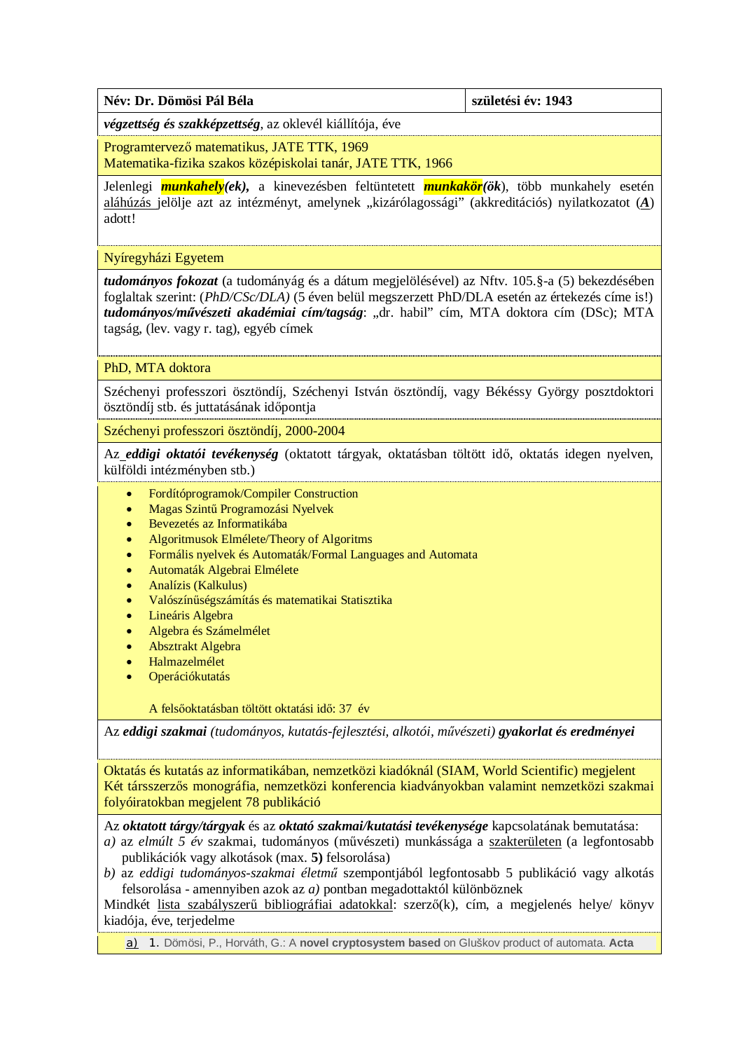| **Név: Dr. Dömösi Pál Béla** | **születési év: 1943** |
|---|---|

***végzettség és szakképzettség***, az oklevél kiállítója, éve

Programtervező matematikus, JATE TTK, 1969
Matematika-fizika szakos középiskolai tanár, JATE TTK, 1966

Jelenlegi ***munkahely(ek),*** a kinevezésben feltüntetett ***munkakör(ök)***, több munkahely esetén aláhúzás jelölje azt az intézményt, amelynek „kizárólagossági" (akkreditációs) nyilatkozatot (***A***) adott!

Nyíregyházi Egyetem

***tudományos fokozat*** (a tudományág és a dátum megjelölésével) az Nftv. 105.§-a (5) bekezdésében foglaltak szerint: (*PhD/CSc/DLA)* (5 éven belül megszerzett PhD/DLA esetén az értekezés címe is!) ***tudományos/művészeti akadémiai cím/tagság***: „dr. habil" cím, MTA doktora cím (DSc); MTA tagság, (lev. vagy r. tag), egyéb címek

PhD, MTA doktora

Széchenyi professzori ösztöndíj, Széchenyi István ösztöndíj, vagy Békéssy György posztdoktori ösztöndíj stb. és juttatásának időpontja

Széchenyi professzori ösztöndíj, 2000-2004

Az ***eddigi oktatói tevékenység*** (oktatott tárgyak, oktatásban töltött idő, oktatás idegen nyelven, külföldi intézményben stb.)

- Fordítóprogramok/Compiler Construction
- Magas Szintű Programozási Nyelvek
- Bevezetés az Informatikába
- Algoritmusok Elmélete/Theory of Algoritms
- Formális nyelvek és Automaták/Formal Languages and Automata
- Automaták Algebrai Elmélete
- Analízis (Kalkulus)
- Valószínűségszámítás és matematikai Statisztika
- Lineáris Algebra
- Algebra és Számelmélet
- Absztrakt Algebra
- Halmazelmélet
- Operációkutatás

A felsőoktatásban töltött oktatási idő: 37 év

Az ***eddigi szakmai*** *(tudományos, kutatás-fejlesztési, alkotói, művészeti)* ***gyakorlat és eredményei***

Oktatás és kutatás az informatikában, nemzetközi kiadóknál (SIAM, World Scientific) megjelent Két társszerzős monográfia, nemzetközi konferencia kiadványokban valamint nemzetközi szakmai folyóiratokban megjelent 78 publikáció

Az ***oktatott tárgy/tárgyak*** és az ***oktató szakmai/kutatási tevékenysége*** kapcsolatának bemutatása:

*a)* az *elmúlt 5 év* szakmai, tudományos (művészeti) munkássága a szakterületen (a legfontosabb publikációk vagy alkotások (max. **5)** felsorolása)
*b)* az *eddigi tudományos-szakmai életmű* szempontjából legfontosabb 5 publikáció vagy alkotás felsorolása - amennyiben azok az *a)* pontban megadottaktól különböznek

Mindkét lista szabályszerű bibliográfiai adatokkal: szerző(k), cím, a megjelenés helye/ könyv kiadója, éve, terjedelme

a) 1. Dömösi, P., Horváth, G.: A **novel cryptosystem based** on Gluškov product of automata. **Acta**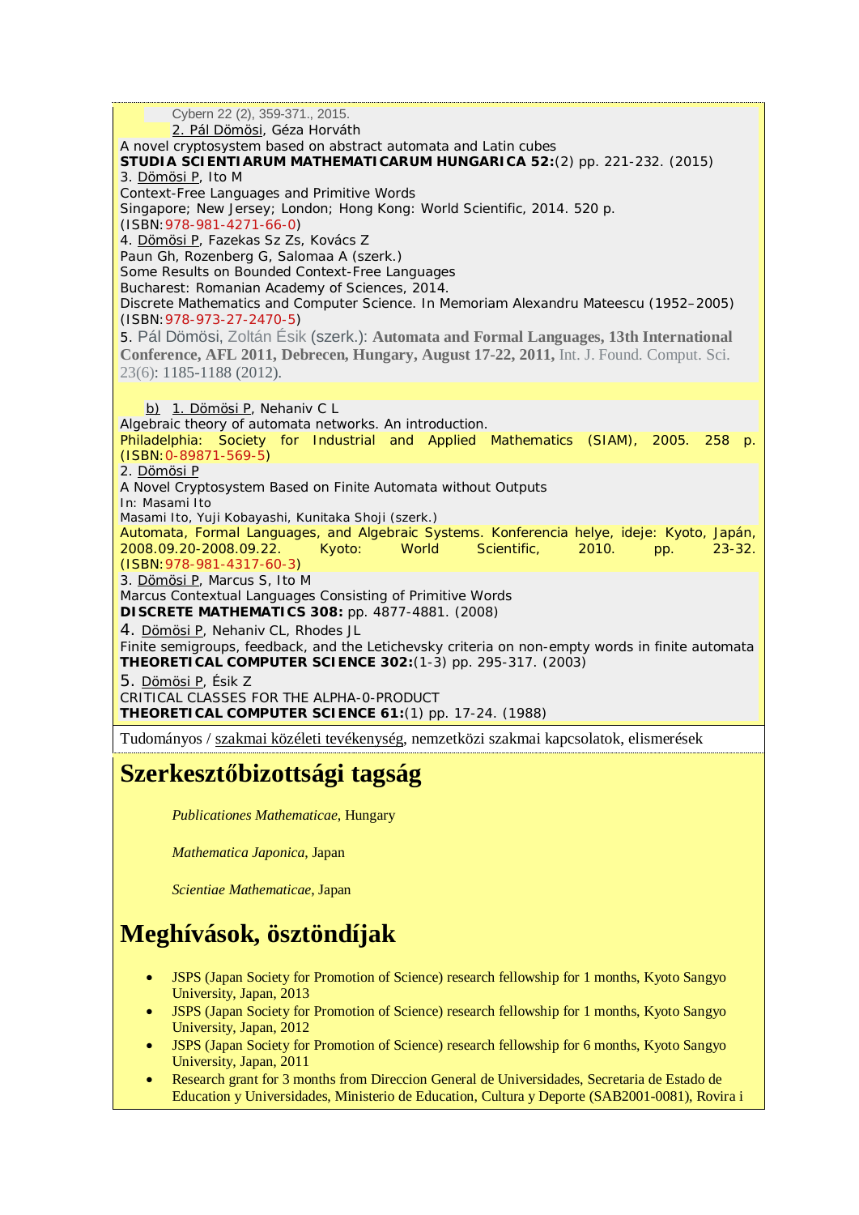Cybern 22 (2), 359-371., 2015.

2. Pál Dömösi, Géza Horváth
A novel cryptosystem based on abstract automata and Latin cubes
**STUDIA SCIENTIARUM MATHEMATICARUM HUNGARICA 52:**(2) pp. 221-232. (2015)

3. Dömösi P, Ito M
Context-Free Languages and Primitive Words
Singapore; New Jersey; London; Hong Kong: World Scientific, 2014. 520 p.
(ISBN:978-981-4271-66-0)

4. Dömösi P, Fazekas Sz Zs, Kovács Z
Paun Gh, Rozenberg G, Salomaa A (szerk.)
Some Results on Bounded Context-Free Languages
Bucharest: Romanian Academy of Sciences, 2014.
Discrete Mathematics and Computer Science. In Memoriam Alexandru Mateescu (1952–2005)
(ISBN:978-973-27-2470-5)

5. Pál Dömösi, Zoltán Ésik (szerk.): **Automata and Formal Languages, 13th International Conference, AFL 2011, Debrecen, Hungary, August 17-22, 2011,** Int. J. Found. Comput. Sci. 23(6): 1185-1188 (2012).

b) 1. Dömösi P, Nehaniv C L
Algebraic theory of automata networks. An introduction.
Philadelphia: Society for Industrial and Applied Mathematics (SIAM), 2005. 258 p.
(ISBN:0-89871-569-5)

2. Dömösi P
A Novel Cryptosystem Based on Finite Automata without Outputs
In: Masami Ito
Masami Ito, Yuji Kobayashi, Kunitaka Shoji (szerk.)
Automata, Formal Languages, and Algebraic Systems. Konferencia helye, ideje: Kyoto, Japán, 2008.09.20-2008.09.22. Kyoto: World Scientific, 2010. pp. 23-32.
(ISBN:978-981-4317-60-3)

3. Dömösi P, Marcus S, Ito M
Marcus Contextual Languages Consisting of Primitive Words
**DISCRETE MATHEMATICS 308:** pp. 4877-4881. (2008)

4. Dömösi P, Nehaniv CL, Rhodes JL
Finite semigroups, feedback, and the Letichevsky criteria on non-empty words in finite automata
**THEORETICAL COMPUTER SCIENCE 302:**(1-3) pp. 295-317. (2003)

5. Dömösi P, Ésik Z
CRITICAL CLASSES FOR THE ALPHA-0-PRODUCT
**THEORETICAL COMPUTER SCIENCE 61:**(1) pp. 17-24. (1988)

Tudományos / szakmai közéleti tevékenység, nemzetközi szakmai kapcsolatok, elismerések

# Szerkesztőbizottsági tagság

*Publicationes Mathematicae*, Hungary

*Mathematica Japonica*, Japan

*Scientiae Mathematicae*, Japan

# Meghívások, ösztöndíjak

- JSPS (Japan Society for Promotion of Science) research fellowship for 1 months, Kyoto Sangyo University, Japan, 2013
- JSPS (Japan Society for Promotion of Science) research fellowship for 1 months, Kyoto Sangyo University, Japan, 2012
- JSPS (Japan Society for Promotion of Science) research fellowship for 6 months, Kyoto Sangyo University, Japan, 2011
- Research grant for 3 months from Direccion General de Universidades, Secretaria de Estado de Education y Universidades, Ministerio de Education, Cultura y Deporte (SAB2001-0081), Rovira i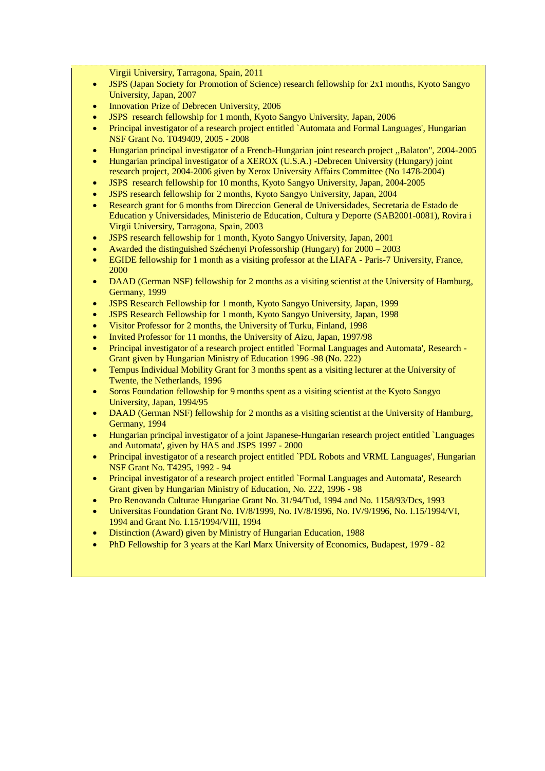Virgii Universiry, Tarragona, Spain, 2011

- JSPS (Japan Society for Promotion of Science) research fellowship for 2x1 months, Kyoto Sangyo University, Japan, 2007
- Innovation Prize of Debrecen University, 2006
- JSPS  research fellowship for 1 month, Kyoto Sangyo University, Japan, 2006
- Principal investigator of a research project entitled `Automata and Formal Languages', Hungarian NSF Grant No. T049409, 2005 - 2008
- Hungarian principal investigator of a French-Hungarian joint research project „Balaton", 2004-2005
- Hungarian principal investigator of a XEROX (U.S.A.) -Debrecen University (Hungary) joint research project, 2004-2006 given by Xerox University Affairs Committee (No 1478-2004)
- JSPS  research fellowship for 10 months, Kyoto Sangyo University, Japan, 2004-2005
- JSPS research fellowship for 2 months, Kyoto Sangyo University, Japan, 2004
- Research grant for 6 months from Direccion General de Universidades, Secretaria de Estado de Education y Universidades, Ministerio de Education, Cultura y Deporte (SAB2001-0081), Rovira i Virgii University, Tarragona, Spain, 2003
- JSPS research fellowship for 1 month, Kyoto Sangyo University, Japan, 2001
- Awarded the distinguished Széchenyi Professorship (Hungary) for 2000 – 2003
- EGIDE fellowship for 1 month as a visiting professor at the LIAFA - Paris-7 University, France, 2000
- DAAD (German NSF) fellowship for 2 months as a visiting scientist at the University of Hamburg, Germany, 1999
- JSPS Research Fellowship for 1 month, Kyoto Sangyo University, Japan, 1999
- JSPS Research Fellowship for 1 month, Kyoto Sangyo University, Japan, 1998
- Visitor Professor for 2 months, the University of Turku, Finland, 1998
- Invited Professor for 11 months, the University of Aizu, Japan, 1997/98
- Principal investigator of a research project entitled `Formal Languages and Automata', Research - Grant given by Hungarian Ministry of Education 1996 -98 (No. 222)
- Tempus Individual Mobility Grant for 3 months spent as a visiting lecturer at the University of Twente, the Netherlands, 1996
- Soros Foundation fellowship for 9 months spent as a visiting scientist at the Kyoto Sangyo University, Japan, 1994/95
- DAAD (German NSF) fellowship for 2 months as a visiting scientist at the University of Hamburg, Germany, 1994
- Hungarian principal investigator of a joint Japanese-Hungarian research project entitled `Languages and Automata', given by HAS and JSPS 1997 - 2000
- Principal investigator of a research project entitled `PDL Robots and VRML Languages', Hungarian NSF Grant No. T4295, 1992 - 94
- Principal investigator of a research project entitled `Formal Languages and Automata', Research Grant given by Hungarian Ministry of Education, No. 222, 1996 - 98
- Pro Renovanda Culturae Hungariae Grant No. 31/94/Tud, 1994 and No. 1158/93/Dcs, 1993
- Universitas Foundation Grant No. IV/8/1999, No. IV/8/1996, No. IV/9/1996, No. I.15/1994/VI, 1994 and Grant No. I.15/1994/VIII, 1994
- Distinction (Award) given by Ministry of Hungarian Education, 1988
- PhD Fellowship for 3 years at the Karl Marx University of Economics, Budapest, 1979 - 82